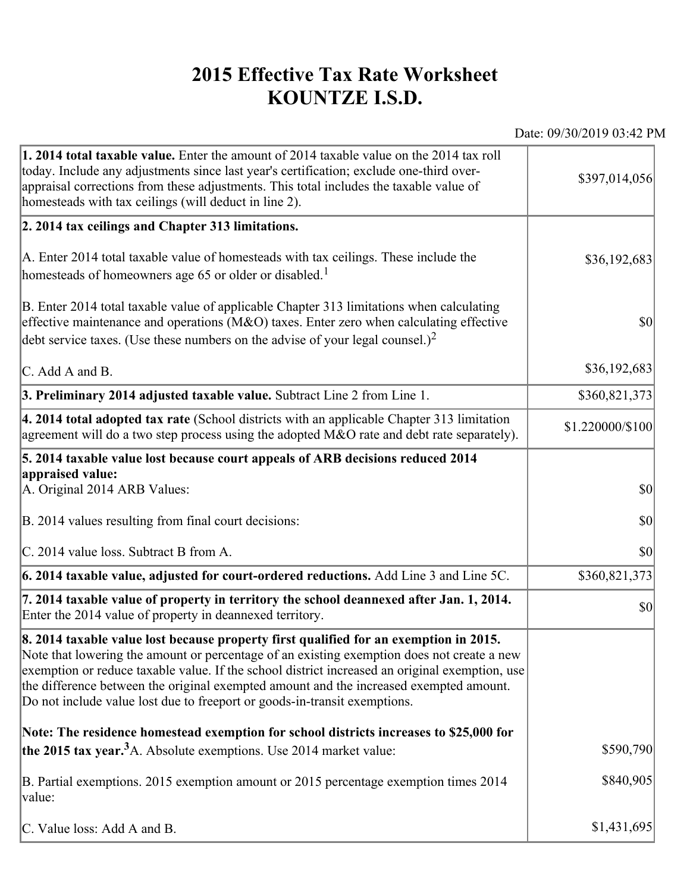# 2015 Effective Tax Rate Worksheet
# KOUNTZE I.S.D.

Date: 09/30/2019 03:42 PM

| | |
|---|---|
| **1. 2014 total taxable value.** Enter the amount of 2014 taxable value on the 2014 tax roll today. Include any adjustments since last year's certification; exclude one-third over-appraisal corrections from these adjustments. This total includes the taxable value of homesteads with tax ceilings (will deduct in line 2). | $397,014,056 |
| **2. 2014 tax ceilings and Chapter 313 limitations.** | |
| A. Enter 2014 total taxable value of homesteads with tax ceilings. These include the homesteads of homeowners age 65 or older or disabled.[1] | $36,192,683 |
| B. Enter 2014 total taxable value of applicable Chapter 313 limitations when calculating effective maintenance and operations (M&O) taxes. Enter zero when calculating effective debt service taxes. (Use these numbers on the advise of your legal counsel.)[2] | $0 |
| C. Add A and B. | $36,192,683 |
| **3. Preliminary 2014 adjusted taxable value.** Subtract Line 2 from Line 1. | $360,821,373 |
| **4. 2014 total adopted tax rate** (School districts with an applicable Chapter 313 limitation agreement will do a two step process using the adopted M&O rate and debt rate separately). | $1.220000/$100 |
| **5. 2014 taxable value lost because court appeals of ARB decisions reduced 2014 appraised value:** | |
| A. Original 2014 ARB Values: | $0 |
| B. 2014 values resulting from final court decisions: | $0 |
| C. 2014 value loss. Subtract B from A. | $0 |
| **6. 2014 taxable value, adjusted for court-ordered reductions.** Add Line 3 and Line 5C. | $360,821,373 |
| **7. 2014 taxable value of property in territory the school deannexed after Jan. 1, 2014.** Enter the 2014 value of property in deannexed territory. | $0 |
| **8. 2014 taxable value lost because property first qualified for an exemption in 2015.** Note that lowering the amount or percentage of an existing exemption does not create a new exemption or reduce taxable value. If the school district increased an original exemption, use the difference between the original exempted amount and the increased exempted amount. Do not include value lost due to freeport or goods-in-transit exemptions. | |
| **Note: The residence homestead exemption for school districts increases to $25,000 for the 2015 tax year.**[3] A. Absolute exemptions. Use 2014 market value: | $590,790 |
| B. Partial exemptions. 2015 exemption amount or 2015 percentage exemption times 2014 value: | $840,905 |
| C. Value loss: Add A and B. | $1,431,695 |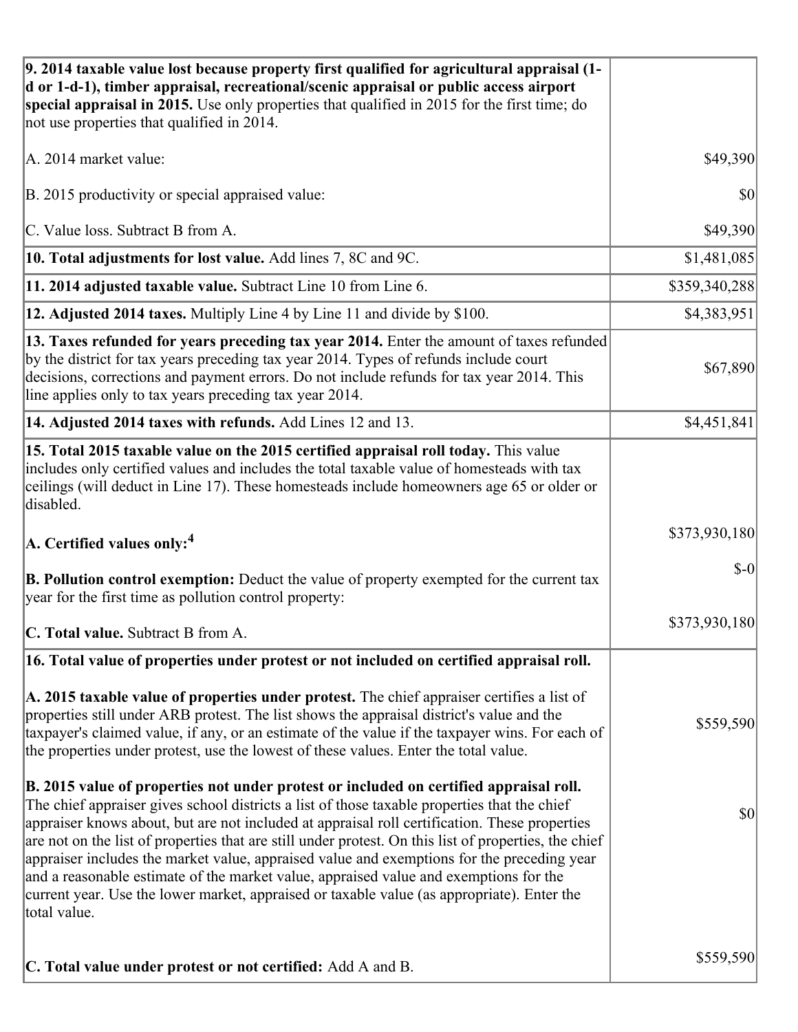| | |
|---|---|
| **9. 2014 taxable value lost because property first qualified for agricultural appraisal (1-d or 1-d-1), timber appraisal, recreational/scenic appraisal or public access airport special appraisal in 2015.** Use only properties that qualified in 2015 for the first time; do not use properties that qualified in 2014.<br><br>A. 2014 market value:<br><br>B. 2015 productivity or special appraised value:<br><br>C. Value loss. Subtract B from A. | <br><br><br><br>$49,390<br><br>$0<br><br>$49,390 |
| **10. Total adjustments for lost value.** Add lines 7, 8C and 9C. | $1,481,085 |
| **11. 2014 adjusted taxable value.** Subtract Line 10 from Line 6. | $359,340,288 |
| **12. Adjusted 2014 taxes.** Multiply Line 4 by Line 11 and divide by $100. | $4,383,951 |
| **13. Taxes refunded for years preceding tax year 2014.** Enter the amount of taxes refunded by the district for tax years preceding tax year 2014. Types of refunds include court decisions, corrections and payment errors. Do not include refunds for tax year 2014. This line applies only to tax years preceding tax year 2014. | $67,890 |
| **14. Adjusted 2014 taxes with refunds.** Add Lines 12 and 13. | $4,451,841 |
| **15. Total 2015 taxable value on the 2015 certified appraisal roll today.** This value includes only certified values and includes the total taxable value of homesteads with tax ceilings (will deduct in Line 17). These homesteads include homeowners age 65 or older or disabled.<br><br>**A. Certified values only:**[4]<br><br>**B. Pollution control exemption:** Deduct the value of property exempted for the current tax year for the first time as pollution control property:<br><br>**C. Total value.** Subtract B from A. | <br><br><br><br>$373,930,180<br><br>$-0<br><br>$373,930,180 |
| **16. Total value of properties under protest or not included on certified appraisal roll.**<br><br>**A. 2015 taxable value of properties under protest.** The chief appraiser certifies a list of properties still under ARB protest. The list shows the appraisal district's value and the taxpayer's claimed value, if any, or an estimate of the value if the taxpayer wins. For each of the properties under protest, use the lowest of these values. Enter the total value.<br><br>**B. 2015 value of properties not under protest or included on certified appraisal roll.** The chief appraiser gives school districts a list of those taxable properties that the chief appraiser knows about, but are not included at appraisal roll certification. These properties are not on the list of properties that are still under protest. On this list of properties, the chief appraiser includes the market value, appraised value and exemptions for the preceding year and a reasonable estimate of the market value, appraised value and exemptions for the current year. Use the lower market, appraised or taxable value (as appropriate). Enter the total value.<br><br>**C. Total value under protest or not certified:** Add A and B. | <br><br>$559,590<br><br>$0<br><br>$559,590 |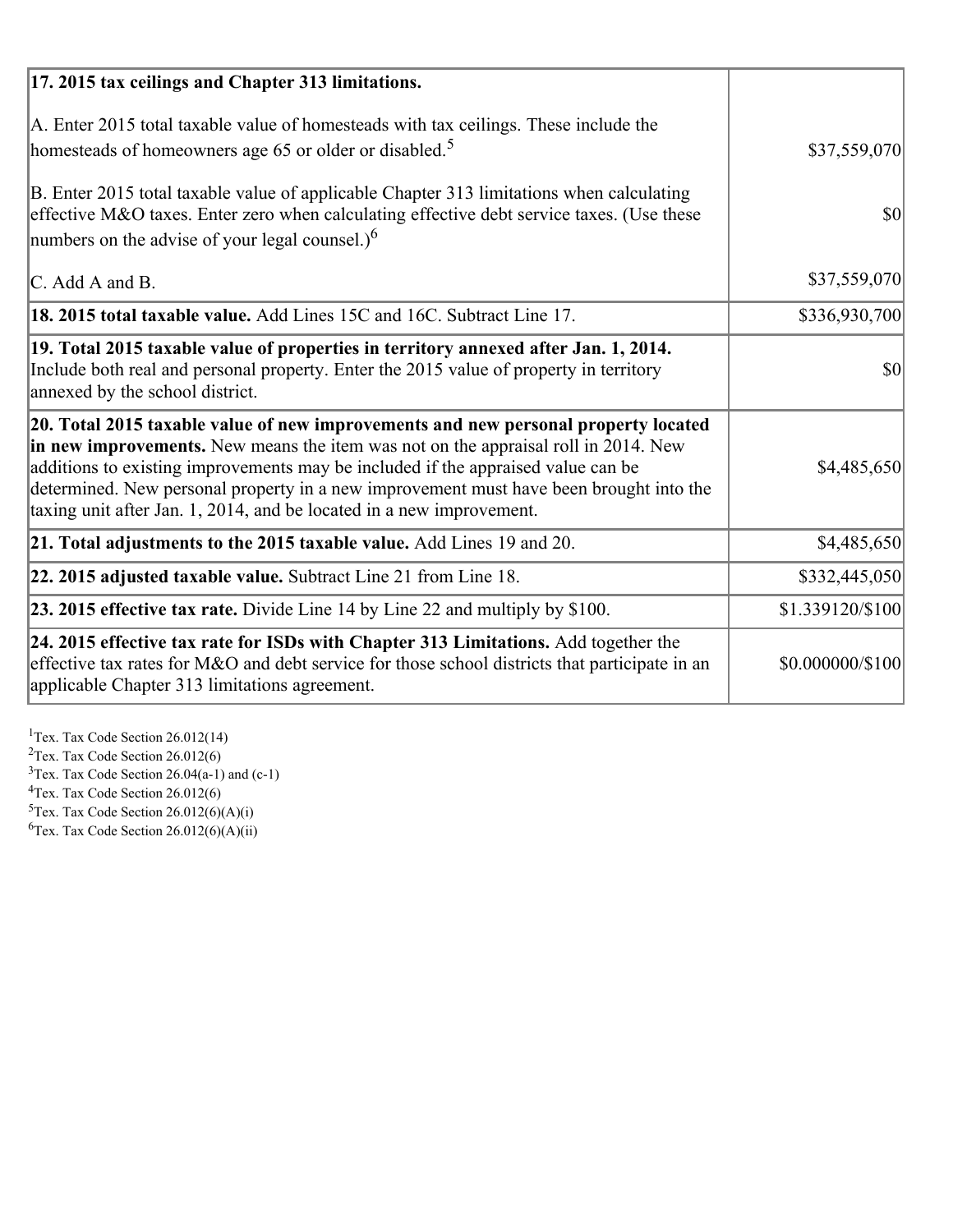| | |
|---|---|
| **17. 2015 tax ceilings and Chapter 313 limitations.** | |
| A. Enter 2015 total taxable value of homesteads with tax ceilings. These include the homesteads of homeowners age 65 or older or disabled.[5] | $37,559,070 |
| B. Enter 2015 total taxable value of applicable Chapter 313 limitations when calculating effective M&O taxes. Enter zero when calculating effective debt service taxes. (Use these numbers on the advise of your legal counsel.)[6] | $0 |
| C. Add A and B. | $37,559,070 |
| **18. 2015 total taxable value.** Add Lines 15C and 16C. Subtract Line 17. | $336,930,700 |
| **19. Total 2015 taxable value of properties in territory annexed after Jan. 1, 2014.** Include both real and personal property. Enter the 2015 value of property in territory annexed by the school district. | $0 |
| **20. Total 2015 taxable value of new improvements and new personal property located in new improvements.** New means the item was not on the appraisal roll in 2014. New additions to existing improvements may be included if the appraised value can be determined. New personal property in a new improvement must have been brought into the taxing unit after Jan. 1, 2014, and be located in a new improvement. | $4,485,650 |
| **21. Total adjustments to the 2015 taxable value.** Add Lines 19 and 20. | $4,485,650 |
| **22. 2015 adjusted taxable value.** Subtract Line 21 from Line 18. | $332,445,050 |
| **23. 2015 effective tax rate.** Divide Line 14 by Line 22 and multiply by $100. | $1.339120/$100 |
| **24. 2015 effective tax rate for ISDs with Chapter 313 Limitations.** Add together the effective tax rates for M&O and debt service for those school districts that participate in an applicable Chapter 313 limitations agreement. | $0.000000/$100 |

[1]Tex. Tax Code Section 26.012(14)
[2]Tex. Tax Code Section 26.012(6)
[3]Tex. Tax Code Section 26.04(a-1) and (c-1)
[4]Tex. Tax Code Section 26.012(6)
[5]Tex. Tax Code Section 26.012(6)(A)(i)
[6]Tex. Tax Code Section 26.012(6)(A)(ii)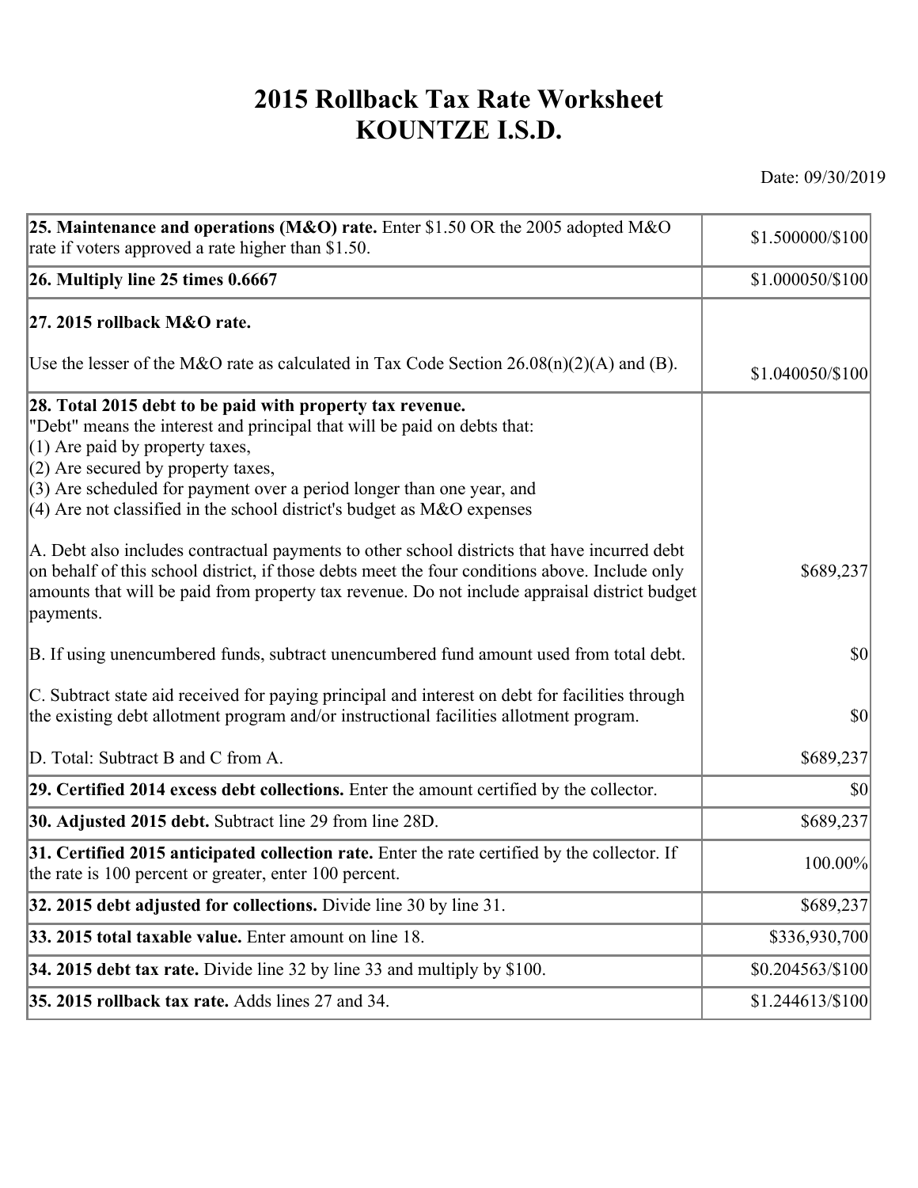# 2015 Rollback Tax Rate Worksheet
# KOUNTZE I.S.D.

Date: 09/30/2019

| | |
|---|---|
| **25. Maintenance and operations (M&O) rate.** Enter $1.50 OR the 2005 adopted M&O rate if voters approved a rate higher than $1.50. | $1.500000/$100 |
| **26. Multiply line 25 times 0.6667** | $1.000050/$100 |
| **27. 2015 rollback M&O rate.**<br><br>Use the lesser of the M&O rate as calculated in Tax Code Section 26.08(n)(2)(A) and (B). | $1.040050/$100 |
| **28. Total 2015 debt to be paid with property tax revenue.**<br>"Debt" means the interest and principal that will be paid on debts that:<br>(1) Are paid by property taxes,<br>(2) Are secured by property taxes,<br>(3) Are scheduled for payment over a period longer than one year, and<br>(4) Are not classified in the school district's budget as M&O expenses<br><br>A. Debt also includes contractual payments to other school districts that have incurred debt on behalf of this school district, if those debts meet the four conditions above. Include only amounts that will be paid from property tax revenue. Do not include appraisal district budget payments. | $689,237 |
| B. If using unencumbered funds, subtract unencumbered fund amount used from total debt. | $0 |
| C. Subtract state aid received for paying principal and interest on debt for facilities through the existing debt allotment program and/or instructional facilities allotment program. | $0 |
| D. Total: Subtract B and C from A. | $689,237 |
| **29. Certified 2014 excess debt collections.** Enter the amount certified by the collector. | $0 |
| **30. Adjusted 2015 debt.** Subtract line 29 from line 28D. | $689,237 |
| **31. Certified 2015 anticipated collection rate.** Enter the rate certified by the collector. If the rate is 100 percent or greater, enter 100 percent. | 100.00% |
| **32. 2015 debt adjusted for collections.** Divide line 30 by line 31. | $689,237 |
| **33. 2015 total taxable value.** Enter amount on line 18. | $336,930,700 |
| **34. 2015 debt tax rate.** Divide line 32 by line 33 and multiply by $100. | $0.204563/$100 |
| **35. 2015 rollback tax rate.** Adds lines 27 and 34. | $1.244613/$100 |